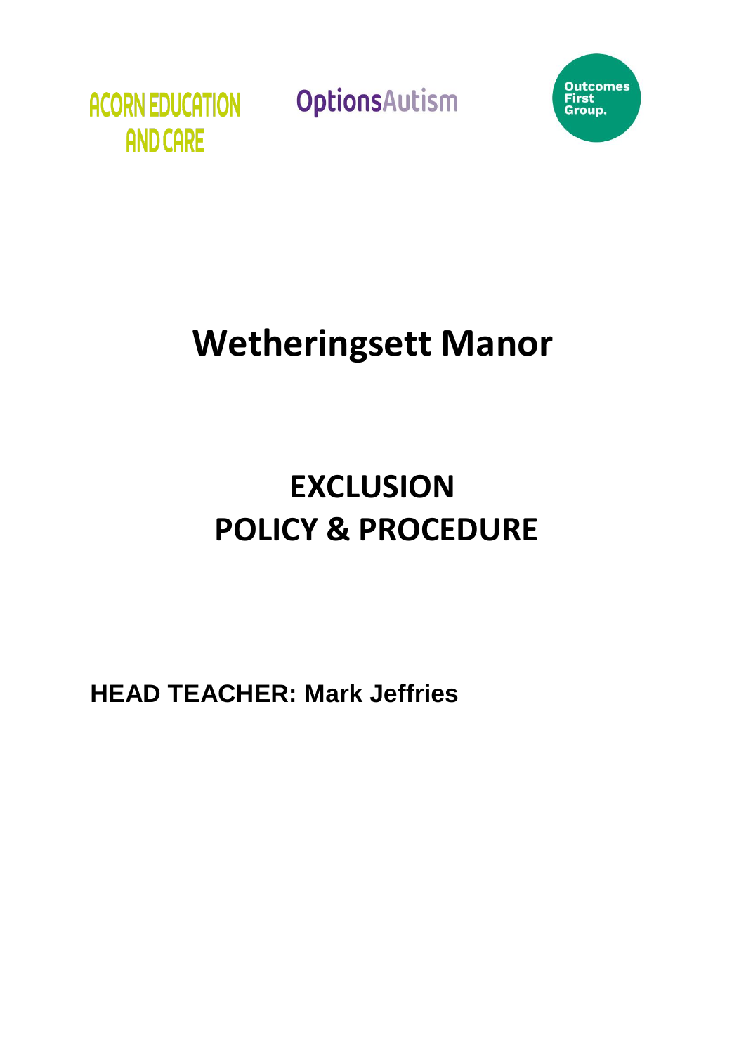ACORN EDUCATION AND CARE

OptionsAutism

Outcomes First Group.

# Wetheringsett Manor

# EXCLUSION POLICY & PROCEDURE

**HEAD TEACHER: Mark Jeffries**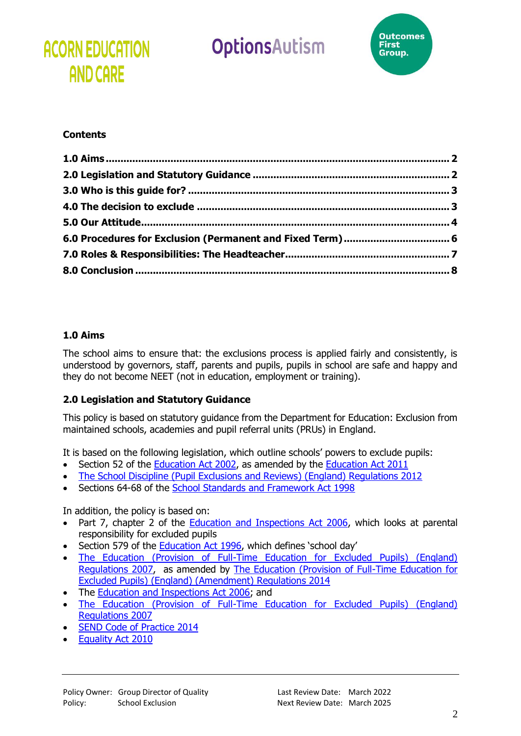**Contents**

- **1.0 Aims** .......... 2
- **2.0 Legislation and Statutory Guidance** .......... 2
- **3.0 Who is this guide for?** .......... 3
- **4.0 The decision to exclude** .......... 3
- **5.0 Our Attitude** .......... 4
- **6.0 Procedures for Exclusion (Permanent and Fixed Term)** .......... 6
- **7.0 Roles & Responsibilities: The Headteacher** .......... 7
- **8.0 Conclusion** .......... 8

## 1.0 Aims

The school aims to ensure that: the exclusions process is applied fairly and consistently, is understood by governors, staff, parents and pupils, pupils in school are safe and happy and they do not become NEET (not in education, employment or training).

## 2.0 Legislation and Statutory Guidance

This policy is based on statutory guidance from the Department for Education: Exclusion from maintained schools, academies and pupil referral units (PRUs) in England.

It is based on the following legislation, which outline schools' powers to exclude pupils:

- Section 52 of the Education Act 2002, as amended by the Education Act 2011
- The School Discipline (Pupil Exclusions and Reviews) (England) Regulations 2012
- Sections 64-68 of the School Standards and Framework Act 1998

In addition, the policy is based on:

- Part 7, chapter 2 of the Education and Inspections Act 2006, which looks at parental responsibility for excluded pupils
- Section 579 of the Education Act 1996, which defines 'school day'
- The Education (Provision of Full-Time Education for Excluded Pupils) (England) Regulations 2007, as amended by The Education (Provision of Full-Time Education for Excluded Pupils) (England) (Amendment) Regulations 2014
- The Education and Inspections Act 2006; and
- The Education (Provision of Full-Time Education for Excluded Pupils) (England) Regulations 2007
- SEND Code of Practice 2014
- Equality Act 2010

Policy Owner: Group Director of Quality
Policy: School Exclusion
Last Review Date: March 2022
Next Review Date: March 2025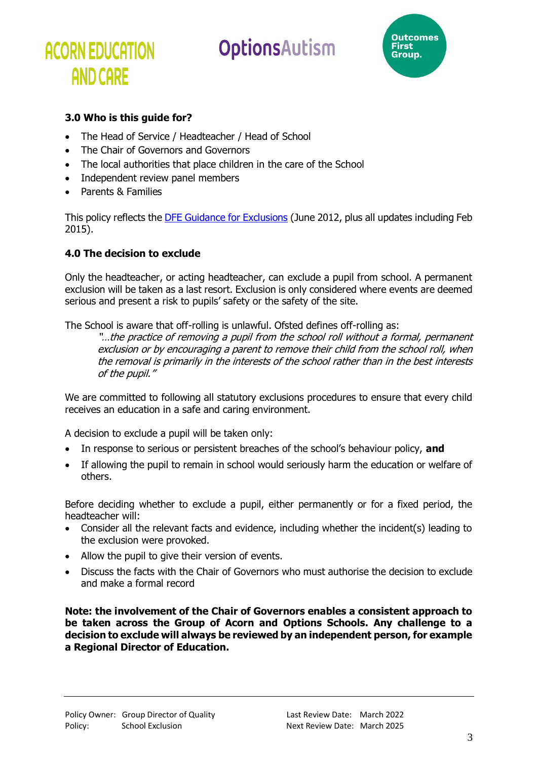### 3.0 Who is this guide for?

- The Head of Service / Headteacher / Head of School
- The Chair of Governors and Governors
- The local authorities that place children in the care of the School
- Independent review panel members
- Parents & Families

This policy reflects the [DFE Guidance for Exclusions](#) (June 2012, plus all updates including Feb 2015).

### 4.0 The decision to exclude

Only the headteacher, or acting headteacher, can exclude a pupil from school. A permanent exclusion will be taken as a last resort. Exclusion is only considered where events are deemed serious and present a risk to pupils' safety or the safety of the site.

The School is aware that off-rolling is unlawful. Ofsted defines off-rolling as:

> *"...the practice of removing a pupil from the school roll without a formal, permanent exclusion or by encouraging a parent to remove their child from the school roll, when the removal is primarily in the interests of the school rather than in the best interests of the pupil."*

We are committed to following all statutory exclusions procedures to ensure that every child receives an education in a safe and caring environment.

A decision to exclude a pupil will be taken only:

- In response to serious or persistent breaches of the school's behaviour policy, **and**
- If allowing the pupil to remain in school would seriously harm the education or welfare of others.

Before deciding whether to exclude a pupil, either permanently or for a fixed period, the headteacher will:

- Consider all the relevant facts and evidence, including whether the incident(s) leading to the exclusion were provoked.
- Allow the pupil to give their version of events.
- Discuss the facts with the Chair of Governors who must authorise the decision to exclude and make a formal record

**Note: the involvement of the Chair of Governors enables a consistent approach to be taken across the Group of Acorn and Options Schools. Any challenge to a decision to exclude will always be reviewed by an independent person, for example a Regional Director of Education.**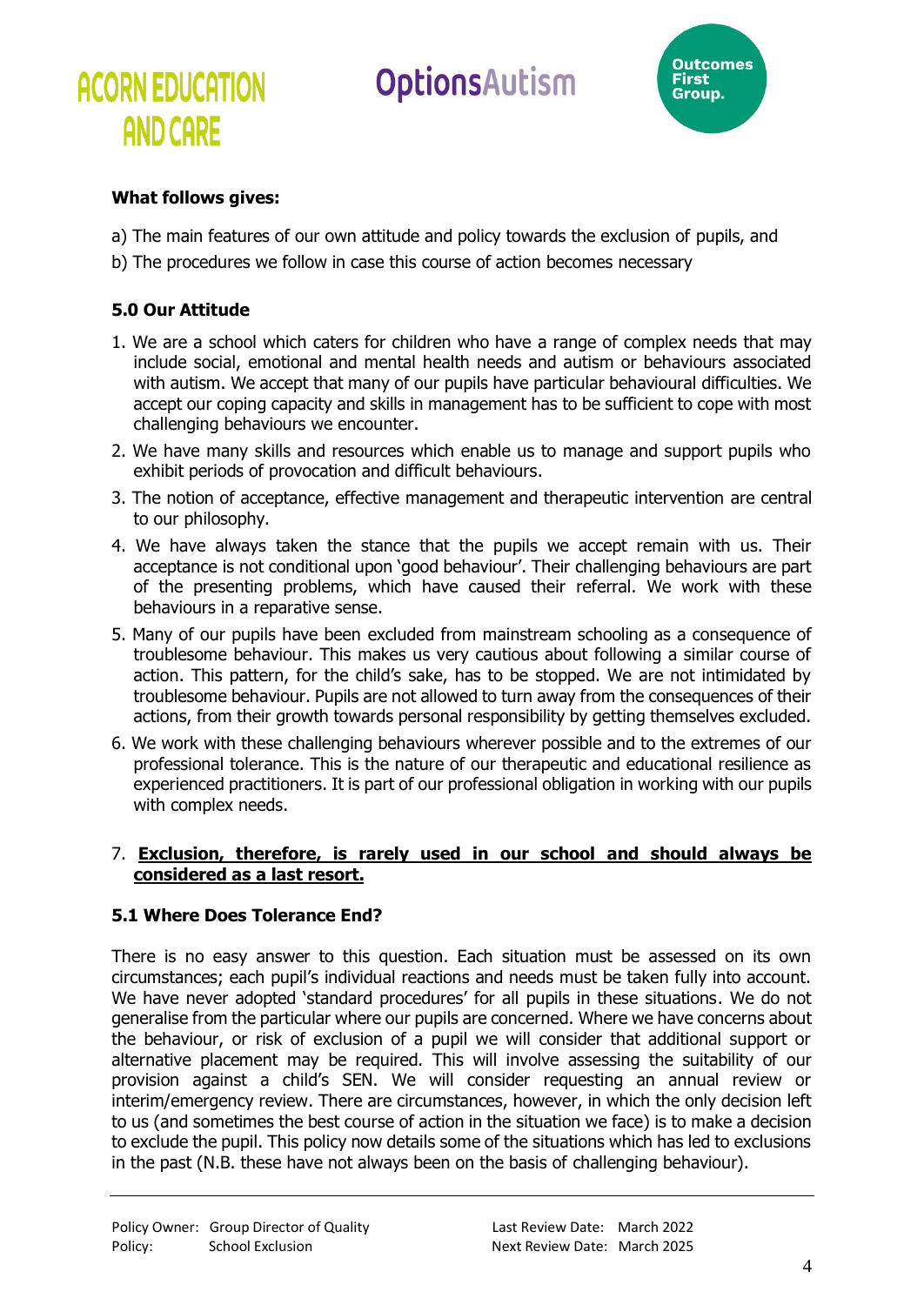**What follows gives:**

a) The main features of our own attitude and policy towards the exclusion of pupils, and

b) The procedures we follow in case this course of action becomes necessary

### 5.0 Our Attitude

1. We are a school which caters for children who have a range of complex needs that may include social, emotional and mental health needs and autism or behaviours associated with autism. We accept that many of our pupils have particular behavioural difficulties. We accept our coping capacity and skills in management has to be sufficient to cope with most challenging behaviours we encounter.
2. We have many skills and resources which enable us to manage and support pupils who exhibit periods of provocation and difficult behaviours.
3. The notion of acceptance, effective management and therapeutic intervention are central to our philosophy.
4. We have always taken the stance that the pupils we accept remain with us. Their acceptance is not conditional upon 'good behaviour'. Their challenging behaviours are part of the presenting problems, which have caused their referral. We work with these behaviours in a reparative sense.
5. Many of our pupils have been excluded from mainstream schooling as a consequence of troublesome behaviour. This makes us very cautious about following a similar course of action. This pattern, for the child's sake, has to be stopped. We are not intimidated by troublesome behaviour. Pupils are not allowed to turn away from the consequences of their actions, from their growth towards personal responsibility by getting themselves excluded.
6. We work with these challenging behaviours wherever possible and to the extremes of our professional tolerance. This is the nature of our therapeutic and educational resilience as experienced practitioners. It is part of our professional obligation in working with our pupils with complex needs.
7. **<u>Exclusion, therefore, is rarely used in our school and should always be considered as a last resort.</u>**

### 5.1 Where Does Tolerance End?

There is no easy answer to this question. Each situation must be assessed on its own circumstances; each pupil's individual reactions and needs must be taken fully into account. We have never adopted 'standard procedures' for all pupils in these situations. We do not generalise from the particular where our pupils are concerned. Where we have concerns about the behaviour, or risk of exclusion of a pupil we will consider that additional support or alternative placement may be required. This will involve assessing the suitability of our provision against a child's SEN. We will consider requesting an annual review or interim/emergency review. There are circumstances, however, in which the only decision left to us (and sometimes the best course of action in the situation we face) is to make a decision to exclude the pupil. This policy now details some of the situations which has led to exclusions in the past (N.B. these have not always been on the basis of challenging behaviour).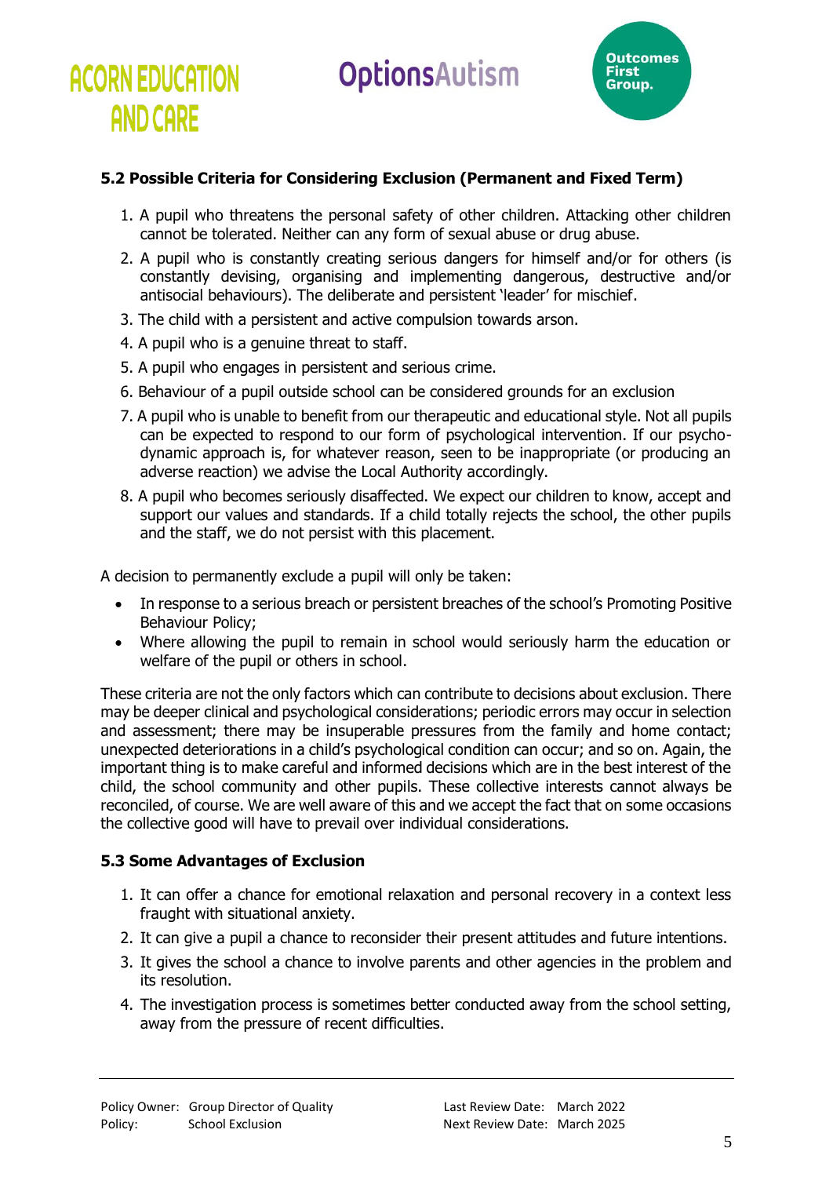### 5.2 Possible Criteria for Considering Exclusion (Permanent and Fixed Term)

1. A pupil who threatens the personal safety of other children. Attacking other children cannot be tolerated. Neither can any form of sexual abuse or drug abuse.
2. A pupil who is constantly creating serious dangers for himself and/or for others (is constantly devising, organising and implementing dangerous, destructive and/or antisocial behaviours). The deliberate and persistent 'leader' for mischief.
3. The child with a persistent and active compulsion towards arson.
4. A pupil who is a genuine threat to staff.
5. A pupil who engages in persistent and serious crime.
6. Behaviour of a pupil outside school can be considered grounds for an exclusion
7. A pupil who is unable to benefit from our therapeutic and educational style. Not all pupils can be expected to respond to our form of psychological intervention. If our psycho-dynamic approach is, for whatever reason, seen to be inappropriate (or producing an adverse reaction) we advise the Local Authority accordingly.
8. A pupil who becomes seriously disaffected. We expect our children to know, accept and support our values and standards. If a child totally rejects the school, the other pupils and the staff, we do not persist with this placement.

A decision to permanently exclude a pupil will only be taken:

- In response to a serious breach or persistent breaches of the school's Promoting Positive Behaviour Policy;
- Where allowing the pupil to remain in school would seriously harm the education or welfare of the pupil or others in school.

These criteria are not the only factors which can contribute to decisions about exclusion. There may be deeper clinical and psychological considerations; periodic errors may occur in selection and assessment; there may be insuperable pressures from the family and home contact; unexpected deteriorations in a child's psychological condition can occur; and so on. Again, the important thing is to make careful and informed decisions which are in the best interest of the child, the school community and other pupils. These collective interests cannot always be reconciled, of course. We are well aware of this and we accept the fact that on some occasions the collective good will have to prevail over individual considerations.

### 5.3 Some Advantages of Exclusion

1. It can offer a chance for emotional relaxation and personal recovery in a context less fraught with situational anxiety.
2. It can give a pupil a chance to reconsider their present attitudes and future intentions.
3. It gives the school a chance to involve parents and other agencies in the problem and its resolution.
4. The investigation process is sometimes better conducted away from the school setting, away from the pressure of recent difficulties.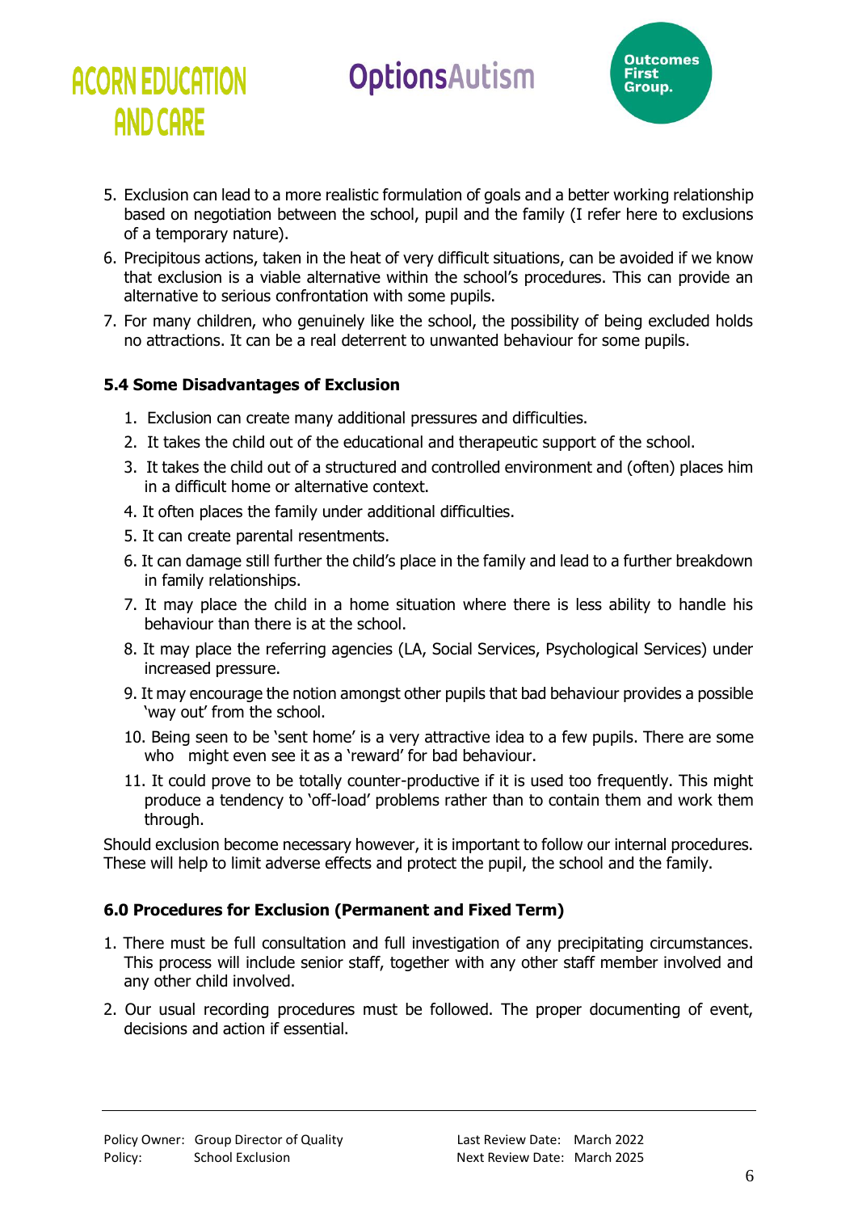5. Exclusion can lead to a more realistic formulation of goals and a better working relationship based on negotiation between the school, pupil and the family (I refer here to exclusions of a temporary nature).
6. Precipitous actions, taken in the heat of very difficult situations, can be avoided if we know that exclusion is a viable alternative within the school's procedures. This can provide an alternative to serious confrontation with some pupils.
7. For many children, who genuinely like the school, the possibility of being excluded holds no attractions. It can be a real deterrent to unwanted behaviour for some pupils.

### 5.4 Some Disadvantages of Exclusion

1. Exclusion can create many additional pressures and difficulties.
2. It takes the child out of the educational and therapeutic support of the school.
3. It takes the child out of a structured and controlled environment and (often) places him in a difficult home or alternative context.
4. It often places the family under additional difficulties.
5. It can create parental resentments.
6. It can damage still further the child's place in the family and lead to a further breakdown in family relationships.
7. It may place the child in a home situation where there is less ability to handle his behaviour than there is at the school.
8. It may place the referring agencies (LA, Social Services, Psychological Services) under increased pressure.
9. It may encourage the notion amongst other pupils that bad behaviour provides a possible 'way out' from the school.
10. Being seen to be 'sent home' is a very attractive idea to a few pupils. There are some who might even see it as a 'reward' for bad behaviour.
11. It could prove to be totally counter-productive if it is used too frequently. This might produce a tendency to 'off-load' problems rather than to contain them and work them through.

Should exclusion become necessary however, it is important to follow our internal procedures. These will help to limit adverse effects and protect the pupil, the school and the family.

### 6.0 Procedures for Exclusion (Permanent and Fixed Term)

1. There must be full consultation and full investigation of any precipitating circumstances. This process will include senior staff, together with any other staff member involved and any other child involved.
2. Our usual recording procedures must be followed. The proper documenting of event, decisions and action if essential.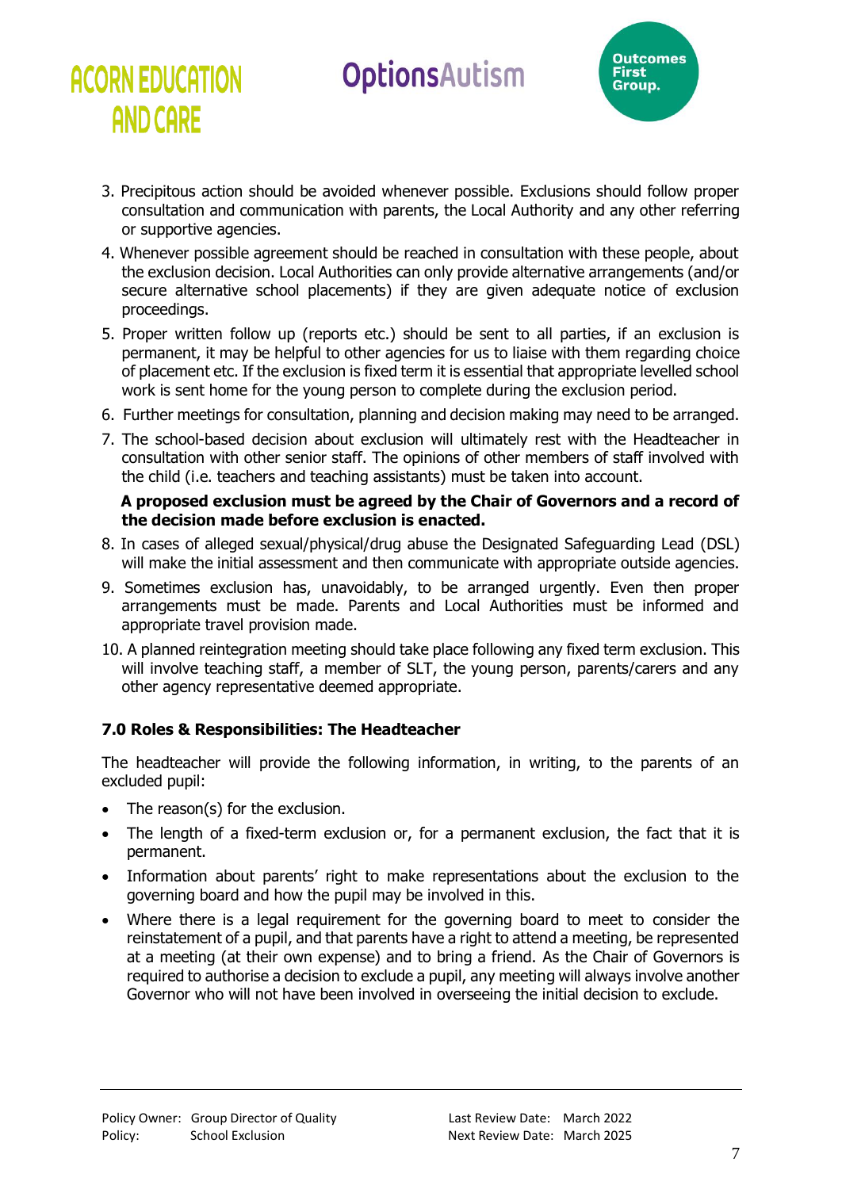3. Precipitous action should be avoided whenever possible. Exclusions should follow proper consultation and communication with parents, the Local Authority and any other referring or supportive agencies.
4. Whenever possible agreement should be reached in consultation with these people, about the exclusion decision. Local Authorities can only provide alternative arrangements (and/or secure alternative school placements) if they are given adequate notice of exclusion proceedings.
5. Proper written follow up (reports etc.) should be sent to all parties, if an exclusion is permanent, it may be helpful to other agencies for us to liaise with them regarding choice of placement etc. If the exclusion is fixed term it is essential that appropriate levelled school work is sent home for the young person to complete during the exclusion period.
6. Further meetings for consultation, planning and decision making may need to be arranged.
7. The school-based decision about exclusion will ultimately rest with the Headteacher in consultation with other senior staff. The opinions of other members of staff involved with the child (i.e. teachers and teaching assistants) must be taken into account.

   **A proposed exclusion must be agreed by the Chair of Governors and a record of the decision made before exclusion is enacted.**
8. In cases of alleged sexual/physical/drug abuse the Designated Safeguarding Lead (DSL) will make the initial assessment and then communicate with appropriate outside agencies.
9. Sometimes exclusion has, unavoidably, to be arranged urgently. Even then proper arrangements must be made. Parents and Local Authorities must be informed and appropriate travel provision made.
10. A planned reintegration meeting should take place following any fixed term exclusion. This will involve teaching staff, a member of SLT, the young person, parents/carers and any other agency representative deemed appropriate.

### 7.0 Roles & Responsibilities: The Headteacher

The headteacher will provide the following information, in writing, to the parents of an excluded pupil:

- The reason(s) for the exclusion.
- The length of a fixed-term exclusion or, for a permanent exclusion, the fact that it is permanent.
- Information about parents' right to make representations about the exclusion to the governing board and how the pupil may be involved in this.
- Where there is a legal requirement for the governing board to meet to consider the reinstatement of a pupil, and that parents have a right to attend a meeting, be represented at a meeting (at their own expense) and to bring a friend. As the Chair of Governors is required to authorise a decision to exclude a pupil, any meeting will always involve another Governor who will not have been involved in overseeing the initial decision to exclude.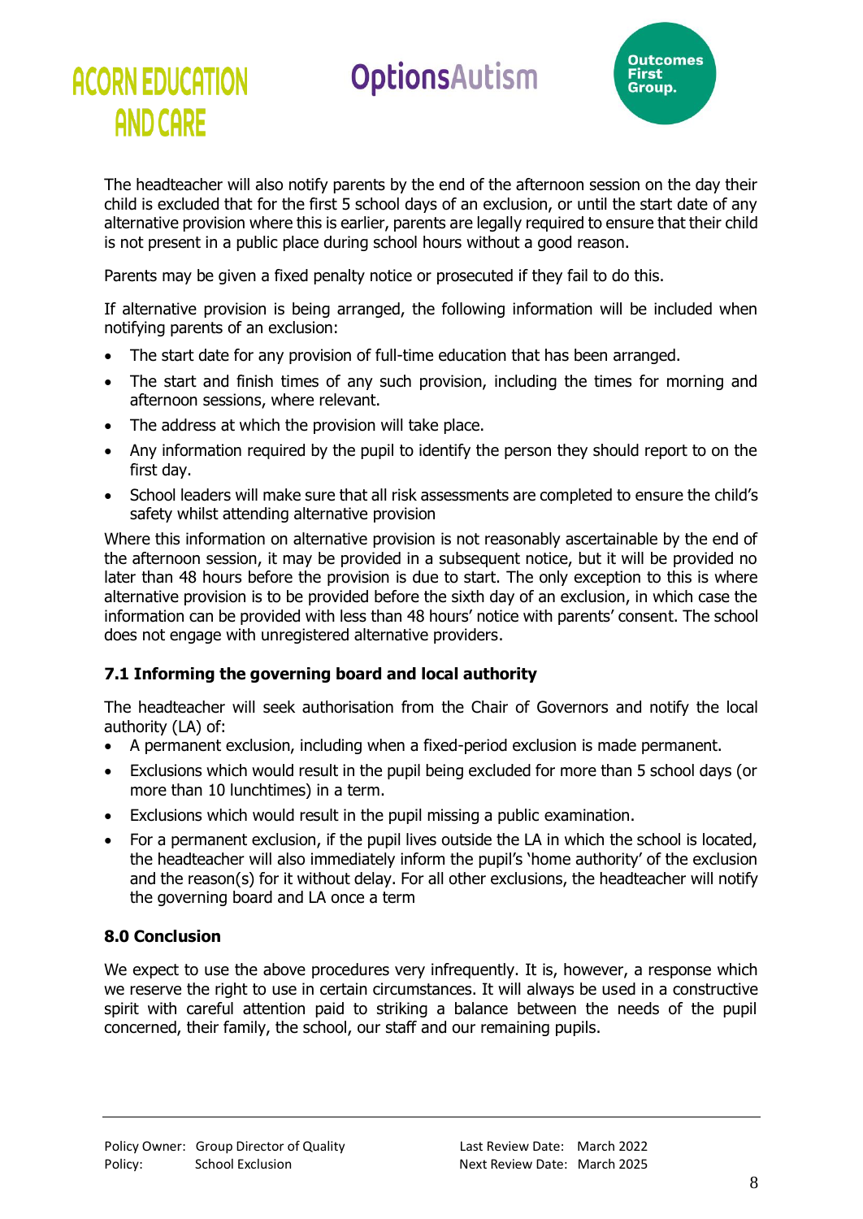The headteacher will also notify parents by the end of the afternoon session on the day their child is excluded that for the first 5 school days of an exclusion, or until the start date of any alternative provision where this is earlier, parents are legally required to ensure that their child is not present in a public place during school hours without a good reason.

Parents may be given a fixed penalty notice or prosecuted if they fail to do this.

If alternative provision is being arranged, the following information will be included when notifying parents of an exclusion:

- The start date for any provision of full-time education that has been arranged.
- The start and finish times of any such provision, including the times for morning and afternoon sessions, where relevant.
- The address at which the provision will take place.
- Any information required by the pupil to identify the person they should report to on the first day.
- School leaders will make sure that all risk assessments are completed to ensure the child's safety whilst attending alternative provision

Where this information on alternative provision is not reasonably ascertainable by the end of the afternoon session, it may be provided in a subsequent notice, but it will be provided no later than 48 hours before the provision is due to start. The only exception to this is where alternative provision is to be provided before the sixth day of an exclusion, in which case the information can be provided with less than 48 hours' notice with parents' consent. The school does not engage with unregistered alternative providers.

### 7.1 Informing the governing board and local authority

The headteacher will seek authorisation from the Chair of Governors and notify the local authority (LA) of:

- A permanent exclusion, including when a fixed-period exclusion is made permanent.
- Exclusions which would result in the pupil being excluded for more than 5 school days (or more than 10 lunchtimes) in a term.
- Exclusions which would result in the pupil missing a public examination.
- For a permanent exclusion, if the pupil lives outside the LA in which the school is located, the headteacher will also immediately inform the pupil's 'home authority' of the exclusion and the reason(s) for it without delay. For all other exclusions, the headteacher will notify the governing board and LA once a term

### 8.0 Conclusion

We expect to use the above procedures very infrequently. It is, however, a response which we reserve the right to use in certain circumstances. It will always be used in a constructive spirit with careful attention paid to striking a balance between the needs of the pupil concerned, their family, the school, our staff and our remaining pupils.